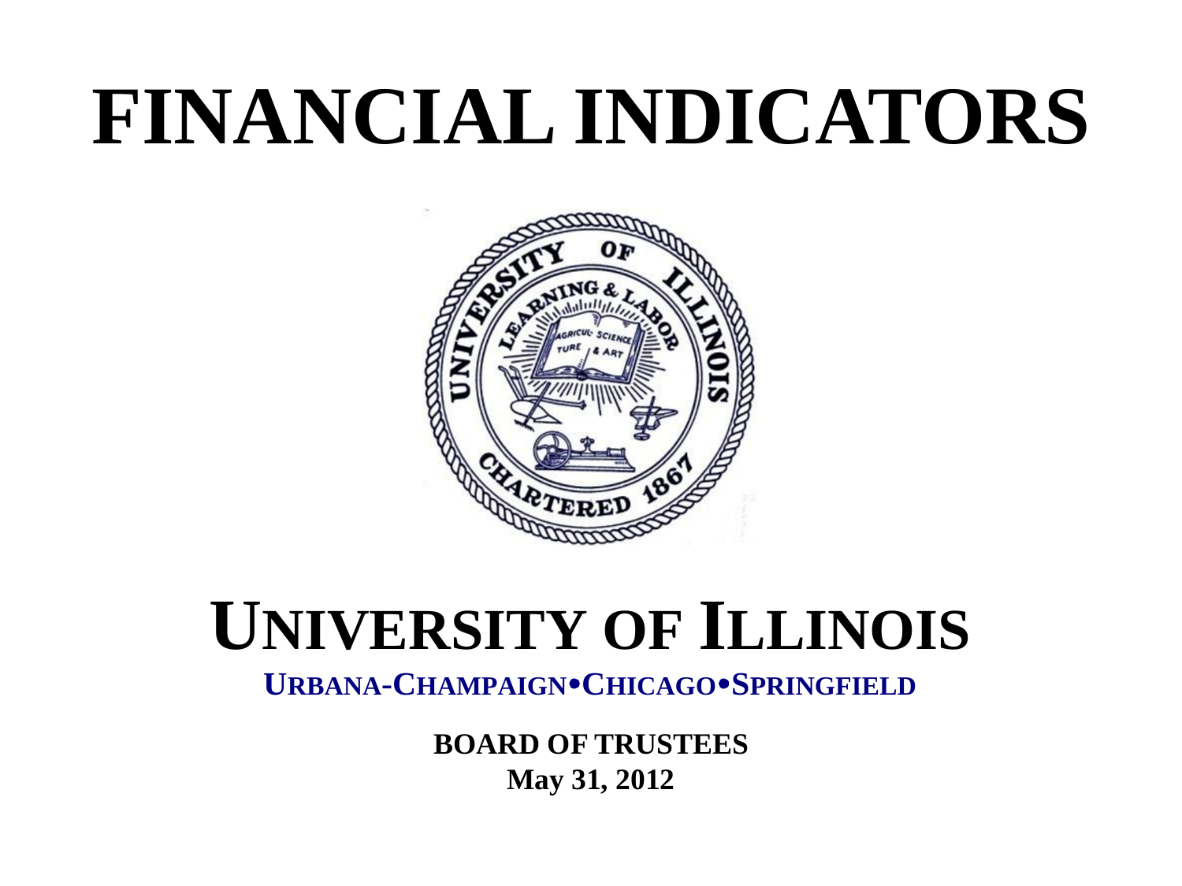# FINANCIAL INDICATORS

# UNIVERSITY OF ILLINOIS

**URBANA-CHAMPAIGN•CHICAGO•SPRINGFIELD**

**BOARD OF TRUSTEES**

**May 31, 2012**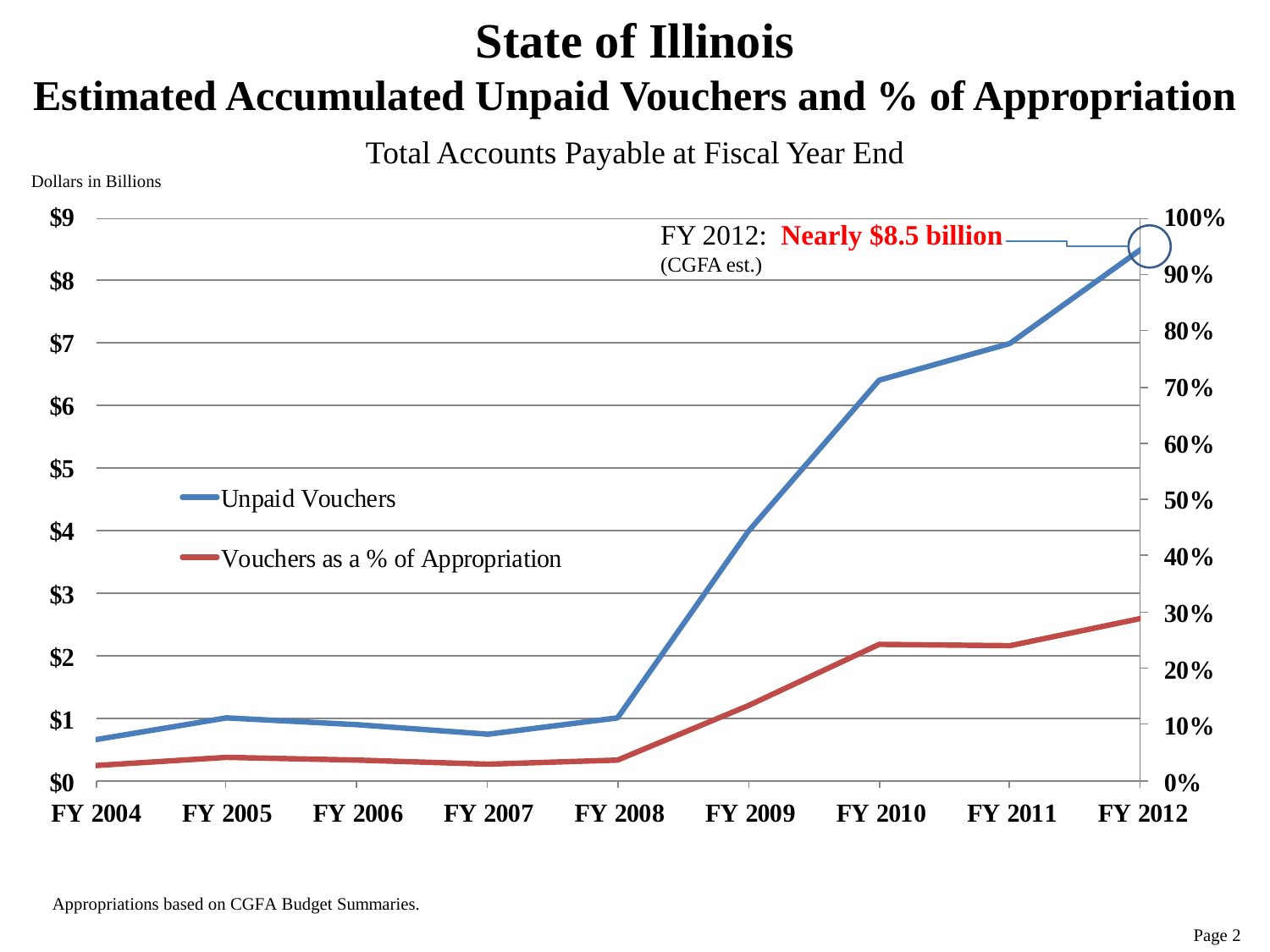# State of Illinois

## Estimated Accumulated Unpaid Vouchers and % of Appropriation

Total Accounts Payable at Fiscal Year End

Dollars in Billions

FY 2012: **Nearly $8.5 billion** (CGFA est.)

- Unpaid Vouchers
- Vouchers as a % of Appropriation

$0, $1, $2, $3, $4, $5, $6, $7, $8, $9

0%, 10%, 20%, 30%, 40%, 50%, 60%, 70%, 80%, 90%, 100%

FY 2004, FY 2005, FY 2006, FY 2007, FY 2008, FY 2009, FY 2010, FY 2011, FY 2012

Appropriations based on CGFA Budget Summaries.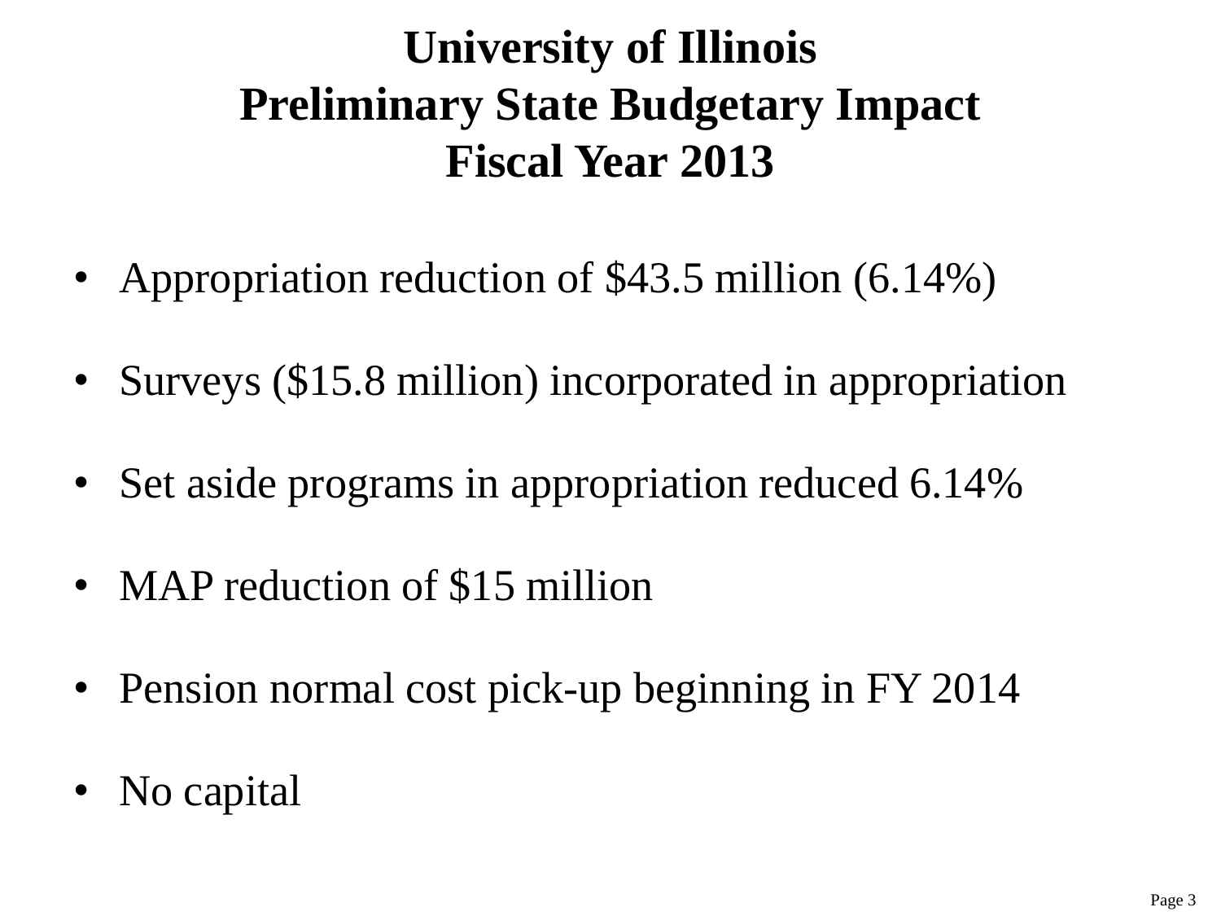# University of Illinois
# Preliminary State Budgetary Impact
# Fiscal Year 2013

- Appropriation reduction of $43.5 million (6.14%)
- Surveys ($15.8 million) incorporated in appropriation
- Set aside programs in appropriation reduced 6.14%
- MAP reduction of $15 million
- Pension normal cost pick-up beginning in FY 2014
- No capital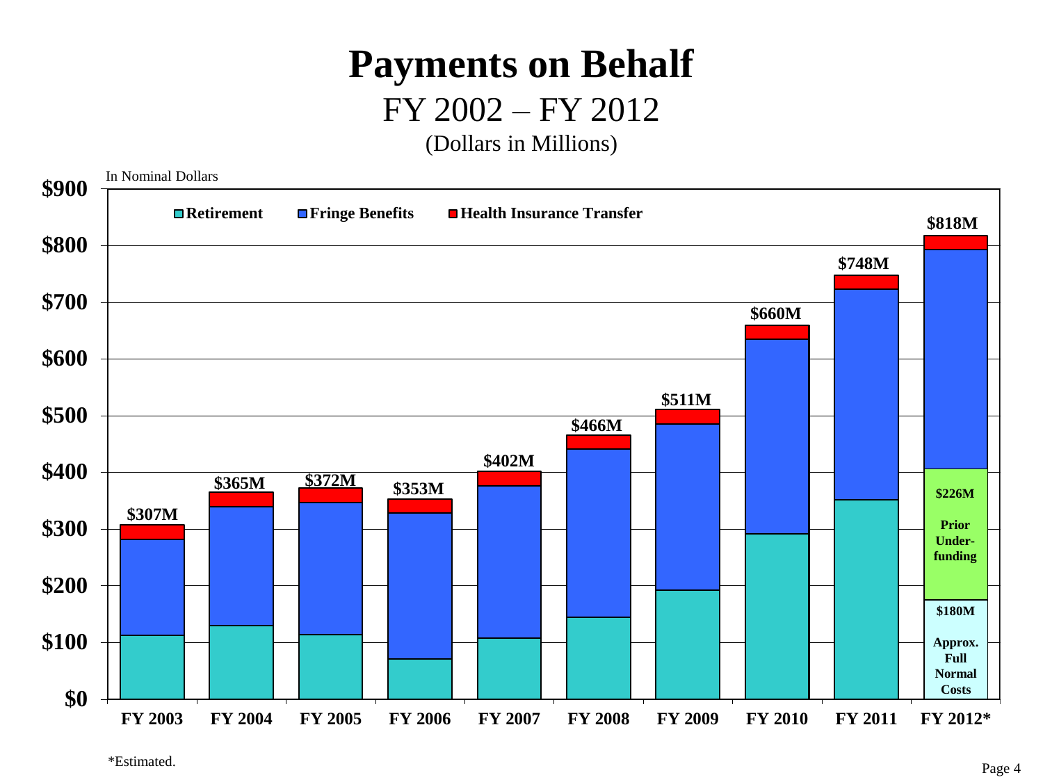# Payments on Behalf

## FY 2002 – FY 2012

(Dollars in Millions)

In Nominal Dollars

**Retirement** | **Fringe Benefits** | **Health Insurance Transfer**

| Fiscal Year | Total |
|---|---|
| FY 2003 | $307M |
| FY 2004 | $365M |
| FY 2005 | $372M |
| FY 2006 | $353M |
| FY 2007 | $402M |
| FY 2008 | $466M |
| FY 2009 | $511M |
| FY 2010 | $660M |
| FY 2011 | $748M |
| FY 2012* | $818M |

FY 2012* Retirement: $180M Approx. Full Normal Costs; $226M Prior Under-funding

*Estimated.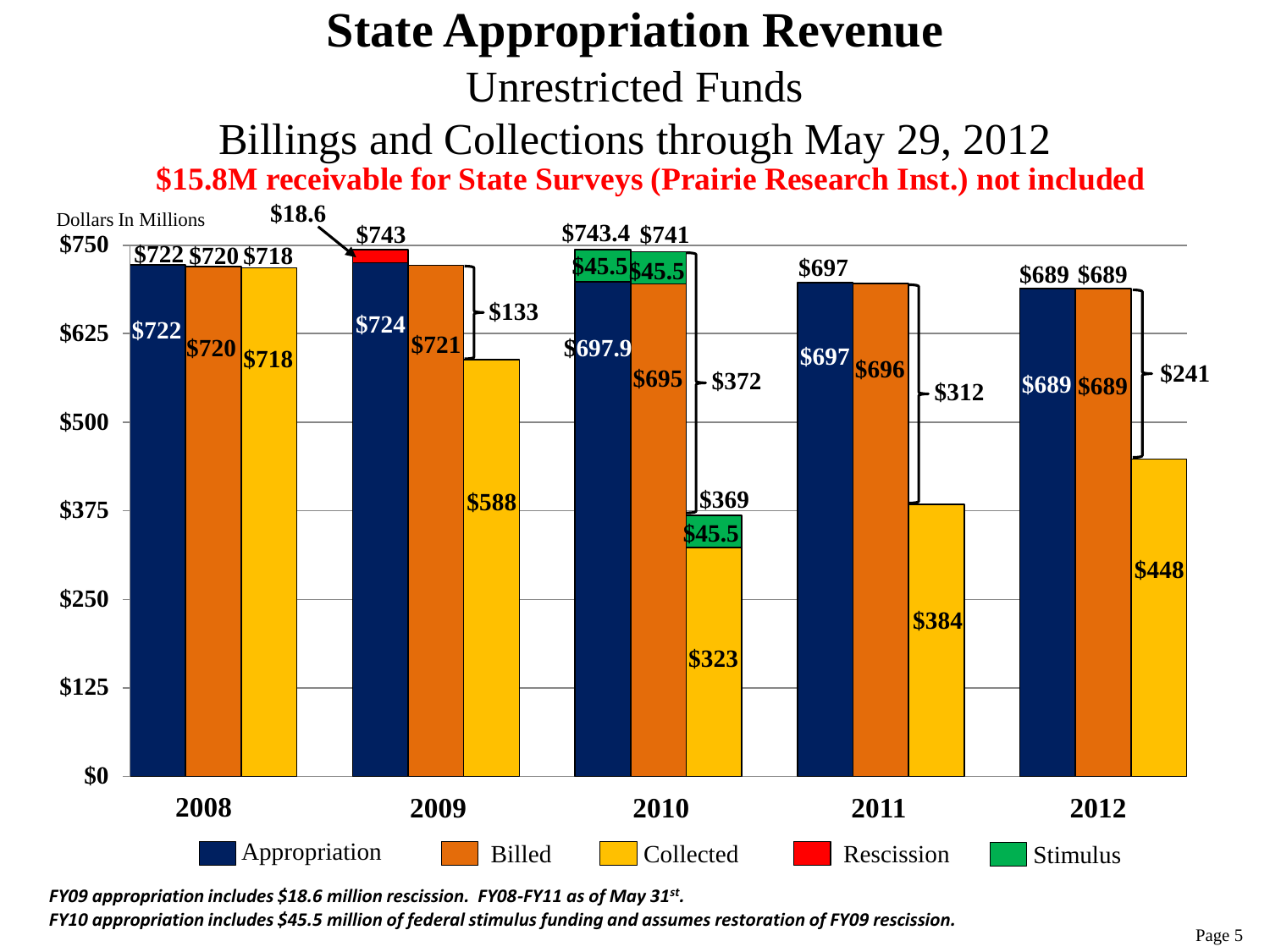# State Appropriation Revenue

## Unrestricted Funds

## Billings and Collections through May 29, 2012

**$15.8M receivable for State Surveys (Prairie Research Inst.) not included**

Dollars In Millions

| Fiscal Year | Appropriation | Billed | Collected | Rescission | Stimulus | Difference (Billed − Collected) |
|---|---|---|---|---|---|---|
| 2008 | $722 | $720 | $718 | | | |
| 2009 | $724 (total $743) | $721 | $588 | $18.6 | | $133 |
| 2010 | $697.9 (total $743.4) | $695 (total $741) | $323 (total $369) | | $45.5 / $45.5 / $45.5 | $372 |
| 2011 | $697 | $696 | $384 | | | $312 |
| 2012 | $689 | $689 | $448 | | | $241 |

*FY09 appropriation includes $18.6 million rescission. FY08-FY11 as of May 31st.*

*FY10 appropriation includes $45.5 million of federal stimulus funding and assumes restoration of FY09 rescission.*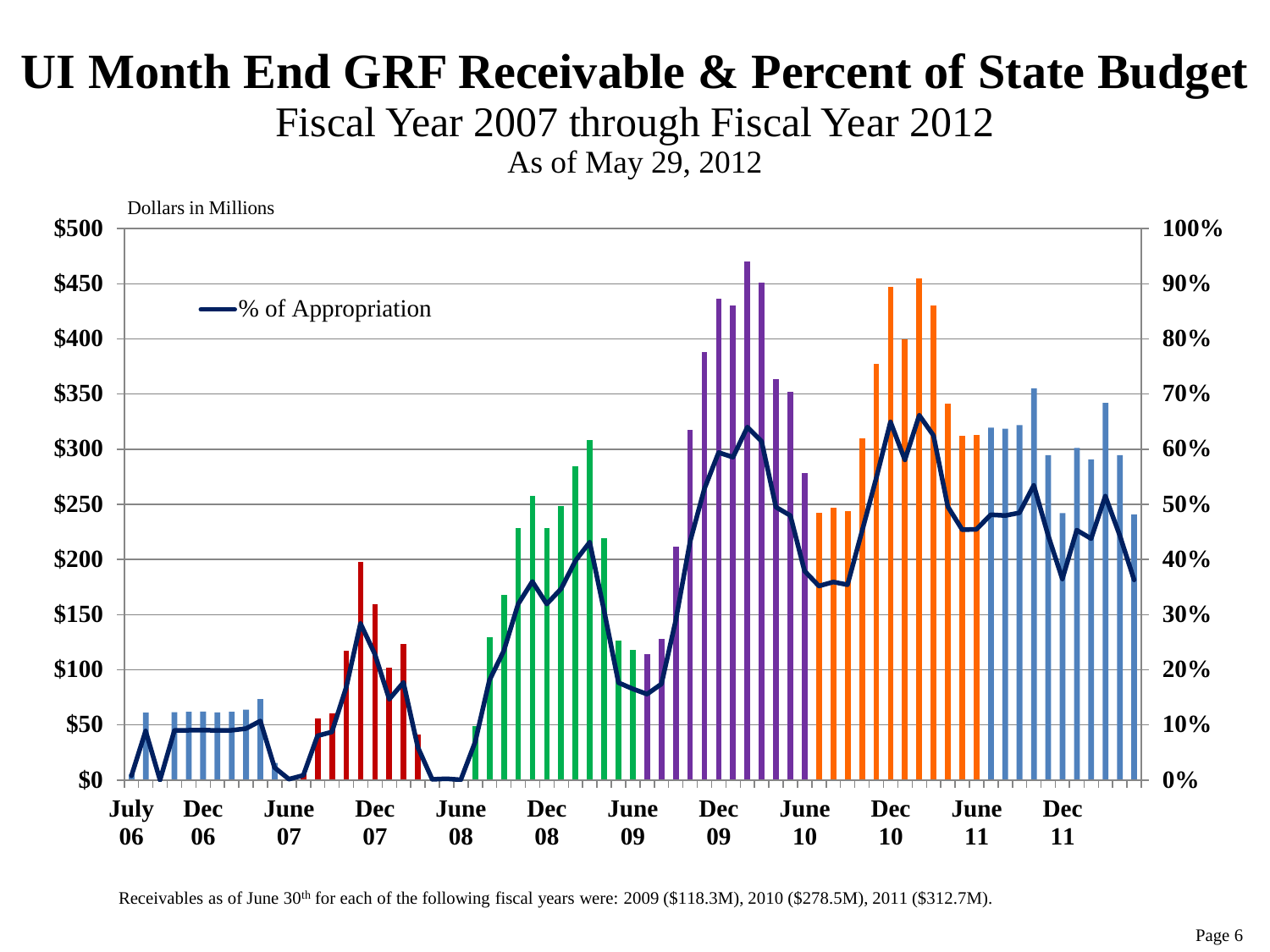# UI Month End GRF Receivable & Percent of State Budget

## Fiscal Year 2007 through Fiscal Year 2012

### As of May 29, 2012

Dollars in Millions

— % of Appropriation

Receivables as of June 30th for each of the following fiscal years were: 2009 ($118.3M), 2010 ($278.5M), 2011 ($312.7M).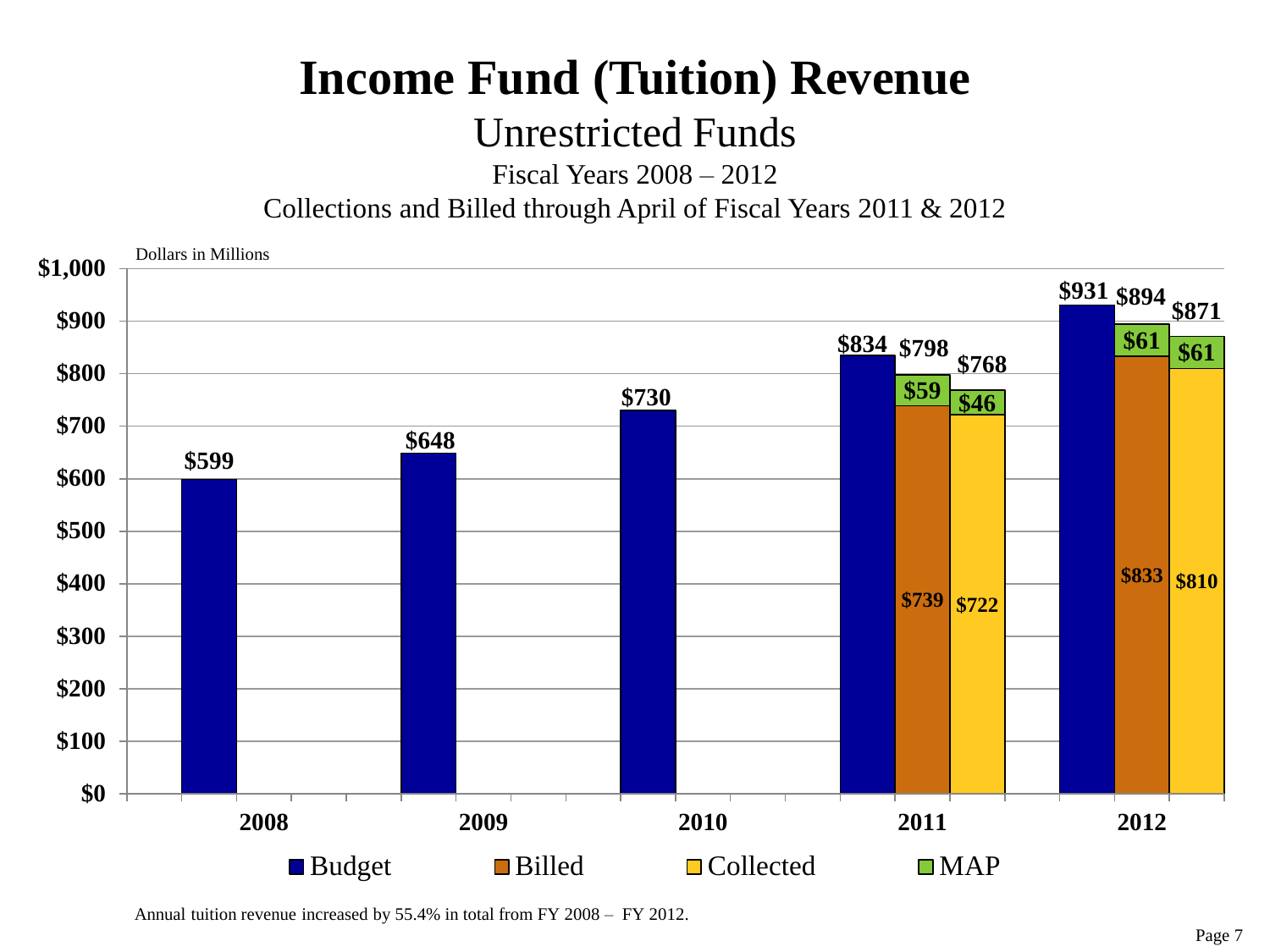# Income Fund (Tuition) Revenue

## Unrestricted Funds

Fiscal Years 2008 – 2012

Collections and Billed through April of Fiscal Years 2011 & 2012

Dollars in Millions

| Fiscal Year | Budget | Billed | Billed MAP | Billed Total | Collected | Collected MAP | Collected Total |
|---|---|---|---|---|---|---|---|
| 2008 | $599 | | | | | | |
| 2009 | $648 | | | | | | |
| 2010 | $730 | | | | | | |
| 2011 | $834 | $739 | $59 | $798 | $722 | $46 | $768 |
| 2012 | $931 | $833 | $61 | $894 | $810 | $61 | $871 |

Annual tuition revenue increased by 55.4% in total from FY 2008 – FY 2012.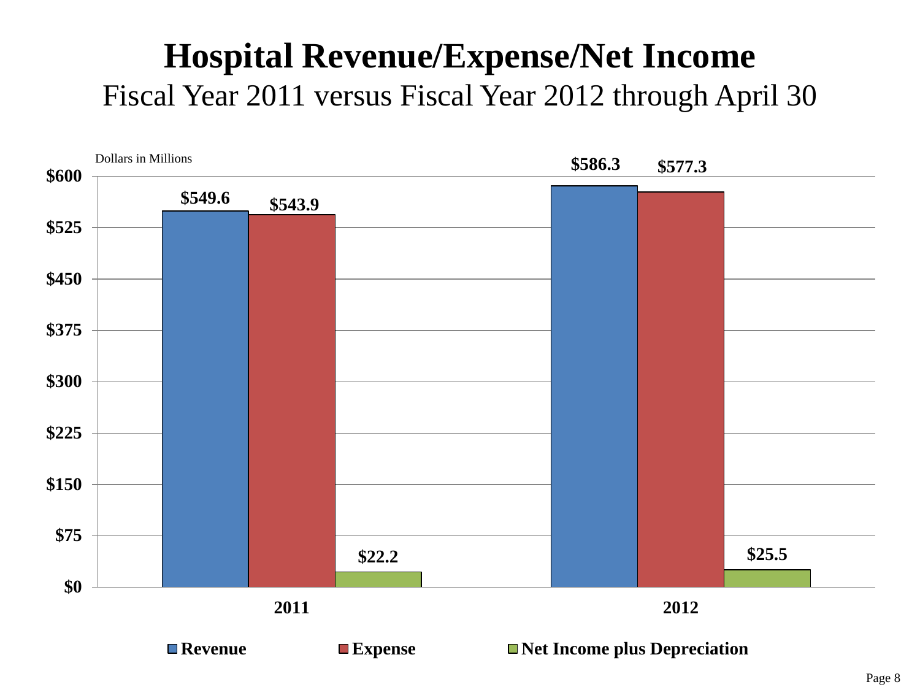# Hospital Revenue/Expense/Net Income

## Fiscal Year 2011 versus Fiscal Year 2012 through April 30

Dollars in Millions

| | Revenue | Expense | Net Income plus Depreciation |
|---|---|---|---|
| 2011 | $549.6 | $543.9 | $22.2 |
| 2012 | $586.3 | $577.3 | $25.5 |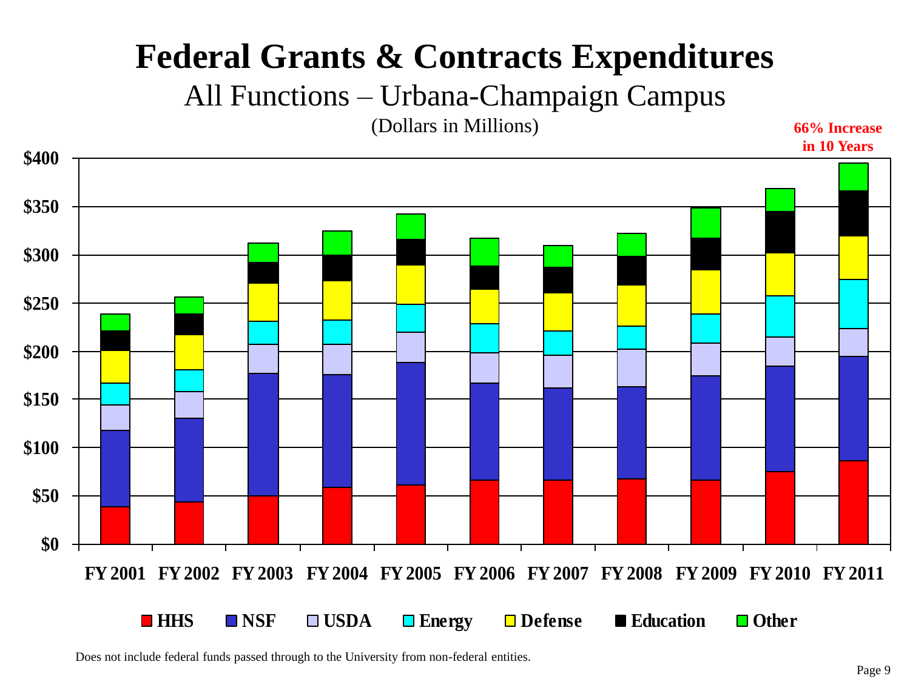# Federal Grants & Contracts Expenditures

## All Functions – Urbana-Champaign Campus

(Dollars in Millions)

**66% Increase in 10 Years**

$400
$350
$300
$250
$200
$150
$100
$50
$0

FY 2001 FY 2002 FY 2003 FY 2004 FY 2005 FY 2006 FY 2007 FY 2008 FY 2009 FY 2010 FY 2011

HHS NSF USDA Energy Defense Education Other

Does not include federal funds passed through to the University from non-federal entities.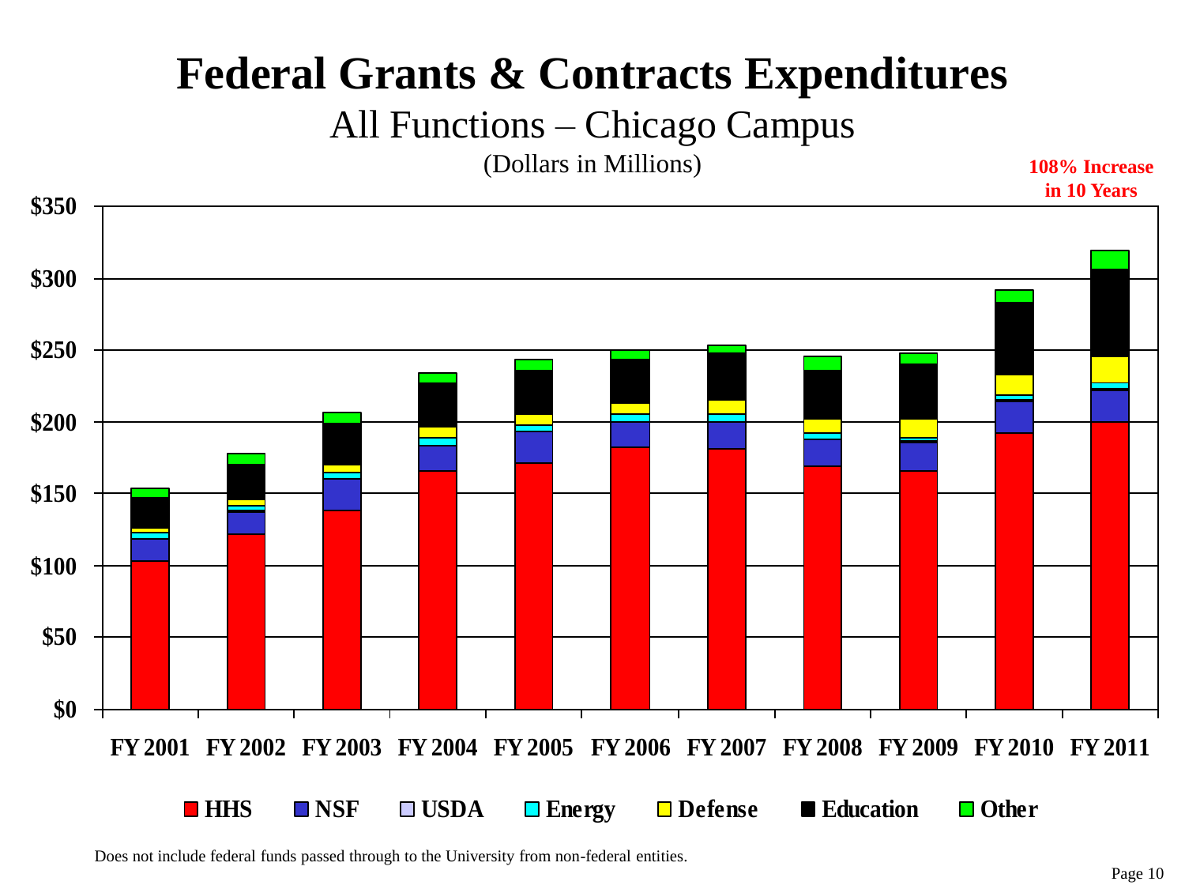# Federal Grants & Contracts Expenditures

## All Functions – Chicago Campus

(Dollars in Millions)

**108% Increase in 10 Years**

$350
$300
$250
$200
$150
$100
$50
$0

**FY 2001 FY 2002 FY 2003 FY 2004 FY 2005 FY 2006 FY 2007 FY 2008 FY 2009 FY 2010 FY 2011**

**HHS NSF USDA Energy Defense Education Other**

Does not include federal funds passed through to the University from non-federal entities.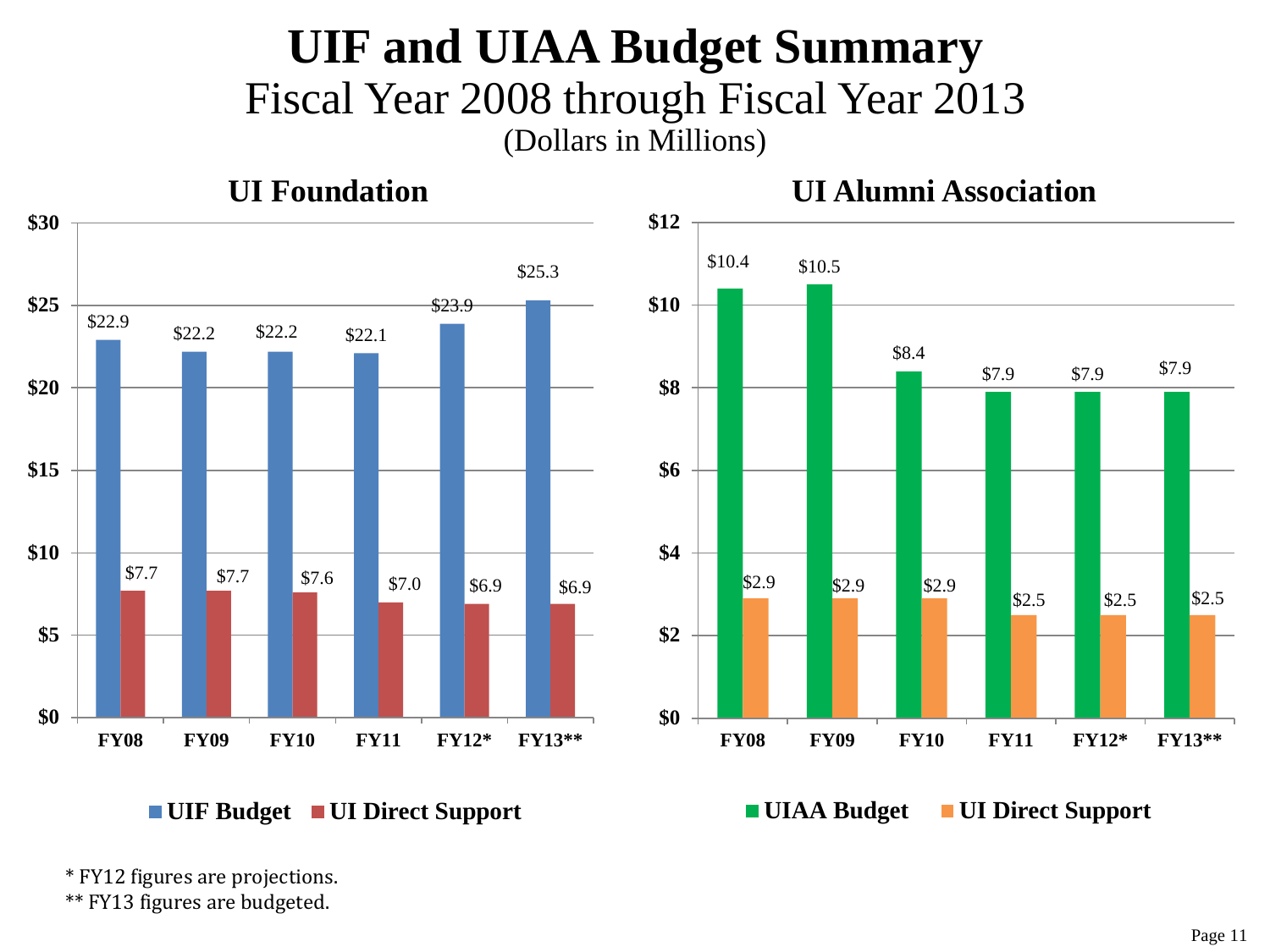# UIF and UIAA Budget Summary

## Fiscal Year 2008 through Fiscal Year 2013

(Dollars in Millions)

### UI Foundation

| | FY08 | FY09 | FY10 | FY11 | FY12* | FY13** |
|---|---|---|---|---|---|---|
| UIF Budget | $22.9 | $22.2 | $22.2 | $22.1 | $23.9 | $25.3 |
| UI Direct Support | $7.7 | $7.7 | $7.6 | $7.0 | $6.9 | $6.9 |

### UI Alumni Association

| | FY08 | FY09 | FY10 | FY11 | FY12* | FY13** |
|---|---|---|---|---|---|---|
| UIAA Budget | $10.4 | $10.5 | $8.4 | $7.9 | $7.9 | $7.9 |
| UI Direct Support | $2.9 | $2.9 | $2.9 | $2.5 | $2.5 | $2.5 |

\* FY12 figures are projections.

\*\* FY13 figures are budgeted.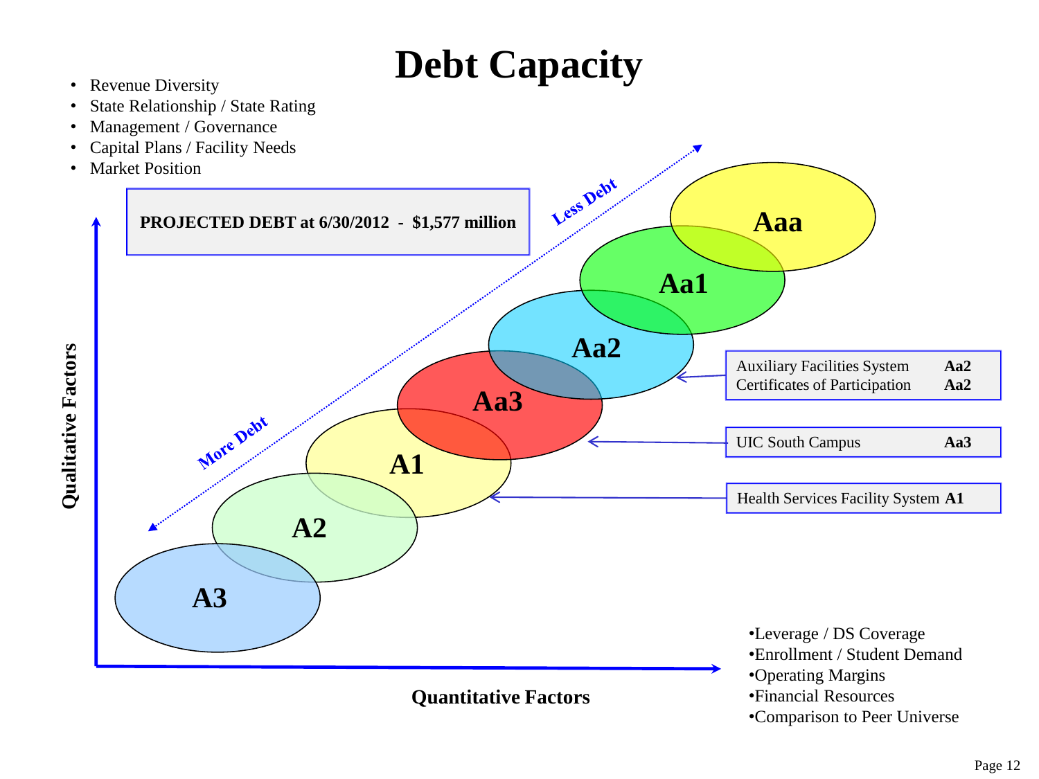# Debt Capacity

- Revenue Diversity
- State Relationship / State Rating
- Management / Governance
- Capital Plans / Facility Needs
- Market Position

**PROJECTED DEBT at 6/30/2012 - $1,577 million**

Less Debt

More Debt

**Aaa**

**Aa1**

**Aa2**

**Aa3**

**A1**

**A2**

**A3**

| | |
|---|---|
| Auxiliary Facilities System | **Aa2** |
| Certificates of Participation | **Aa2** |

| | |
|---|---|
| UIC South Campus | **Aa3** |

| | |
|---|---|
| Health Services Facility System | **A1** |

**Qualitative Factors**

**Quantitative Factors**

- Leverage / DS Coverage
- Enrollment / Student Demand
- Operating Margins
- Financial Resources
- Comparison to Peer Universe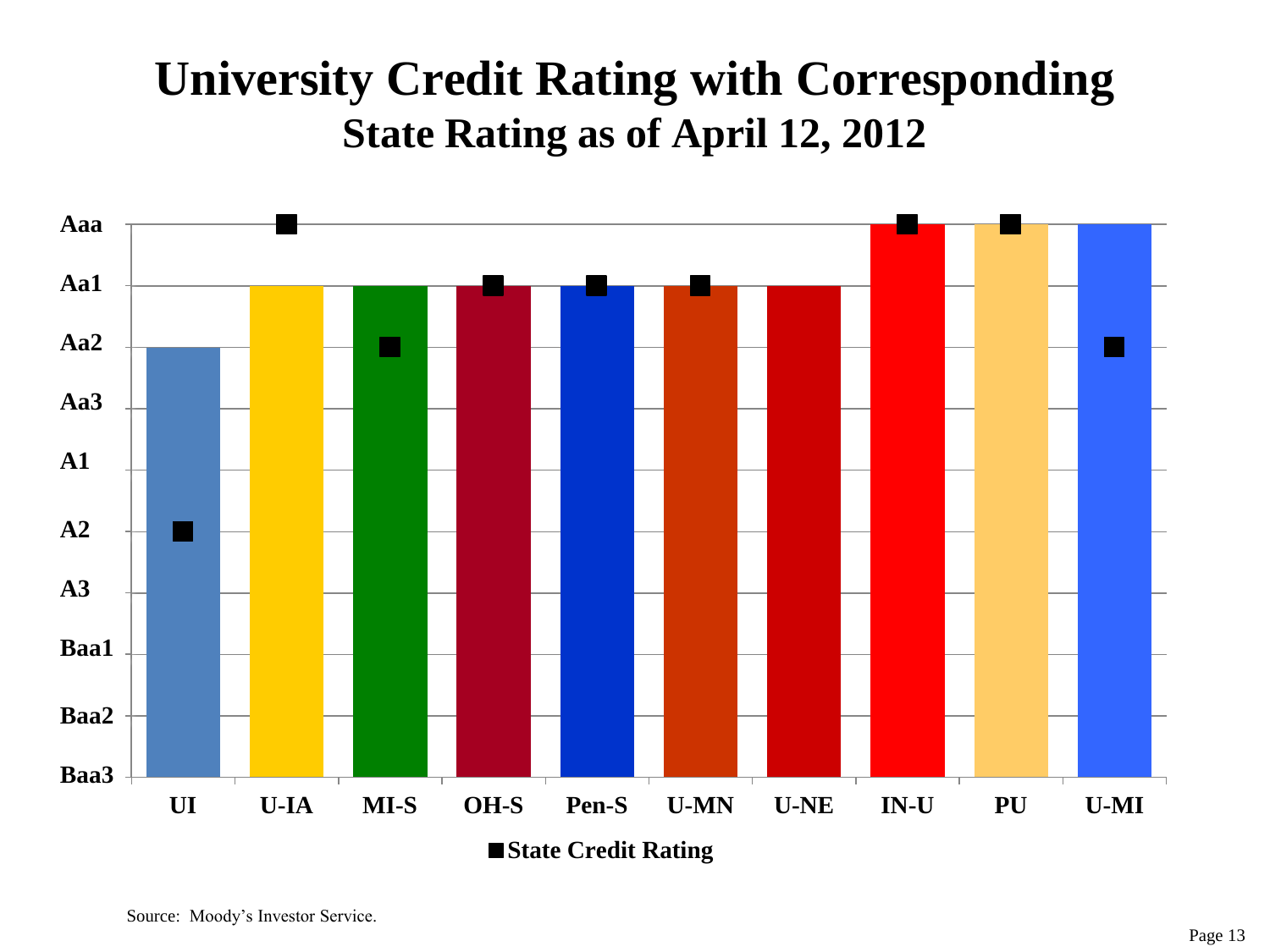# University Credit Rating with Corresponding

## State Rating as of April 12, 2012

| Institution | University Credit Rating | State Credit Rating |
| --- | --- | --- |
| UI | Aa2 | A2 |
| U-IA | Aa1 | Aaa |
| MI-S | Aa1 | Aa2 |
| OH-S | Aa1 | Aa1 |
| Pen-S | Aa1 | Aa1 |
| U-MN | Aa1 | Aa1 |
| U-NE | Aa1 | |
| IN-U | Aaa | Aaa |
| PU | Aaa | Aaa |
| U-MI | Aaa | Aa2 |

■ State Credit Rating

Source: Moody's Investor Service.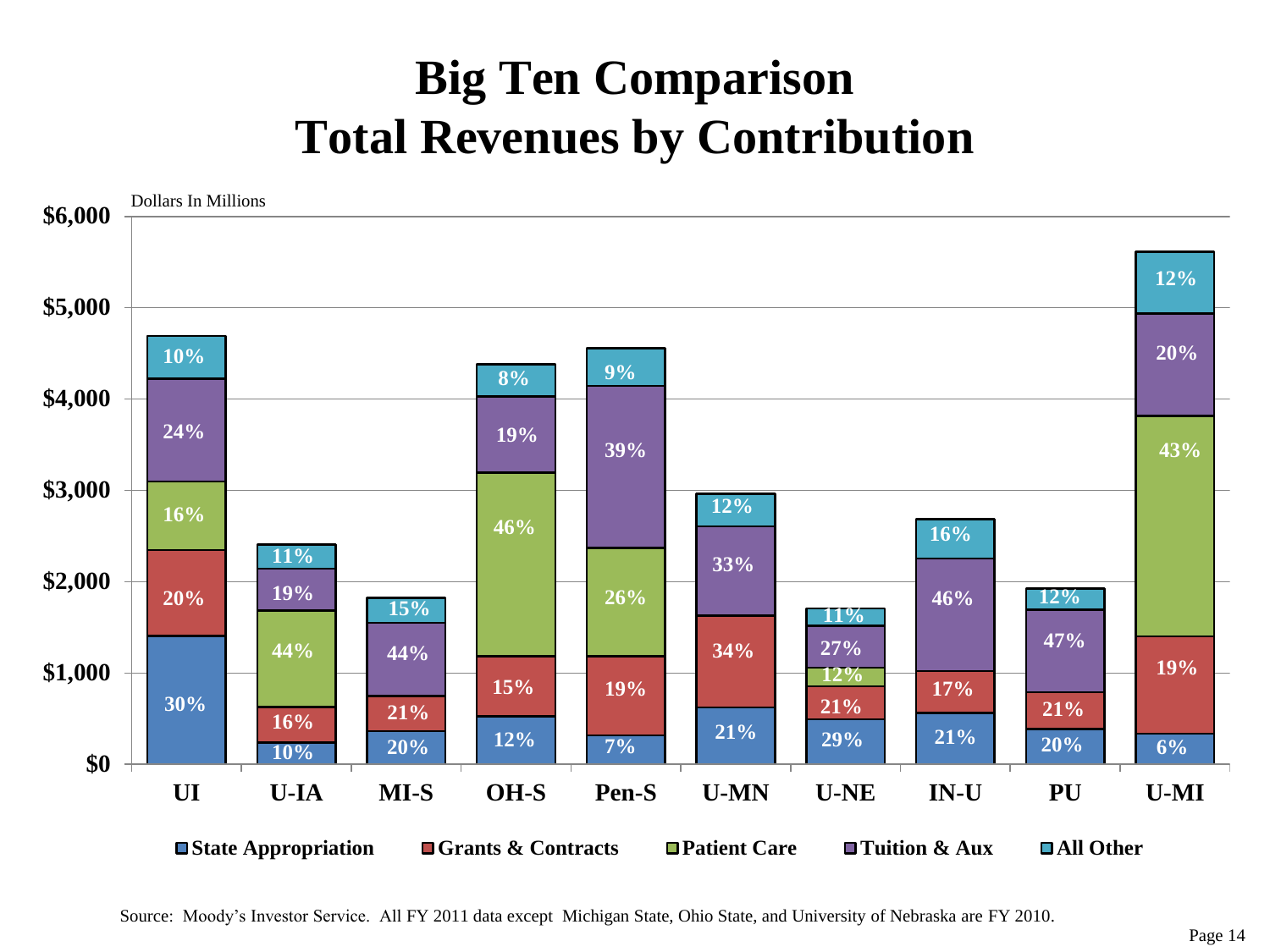# Big Ten Comparison
# Total Revenues by Contribution

Dollars In Millions

| | UI | U-IA | MI-S | OH-S | Pen-S | U-MN | U-NE | IN-U | PU | U-MI |
|---|---|---|---|---|---|---|---|---|---|---|
| State Appropriation | 30% | 10% | 20% | 12% | 7% | 21% | 29% | 21% | 20% | 6% |
| Grants & Contracts | 20% | 16% | 21% | 15% | 19% | 34% | 21% | 17% | 21% | 19% |
| Patient Care | 16% | 44% | | 46% | 26% | | 12% | | | 43% |
| Tuition & Aux | 24% | 19% | 44% | 19% | 39% | 33% | 27% | 46% | 47% | 20% |
| All Other | 10% | 11% | 15% | 8% | 9% | 12% | 11% | 16% | 12% | 12% |

Source: Moody's Investor Service. All FY 2011 data except Michigan State, Ohio State, and University of Nebraska are FY 2010.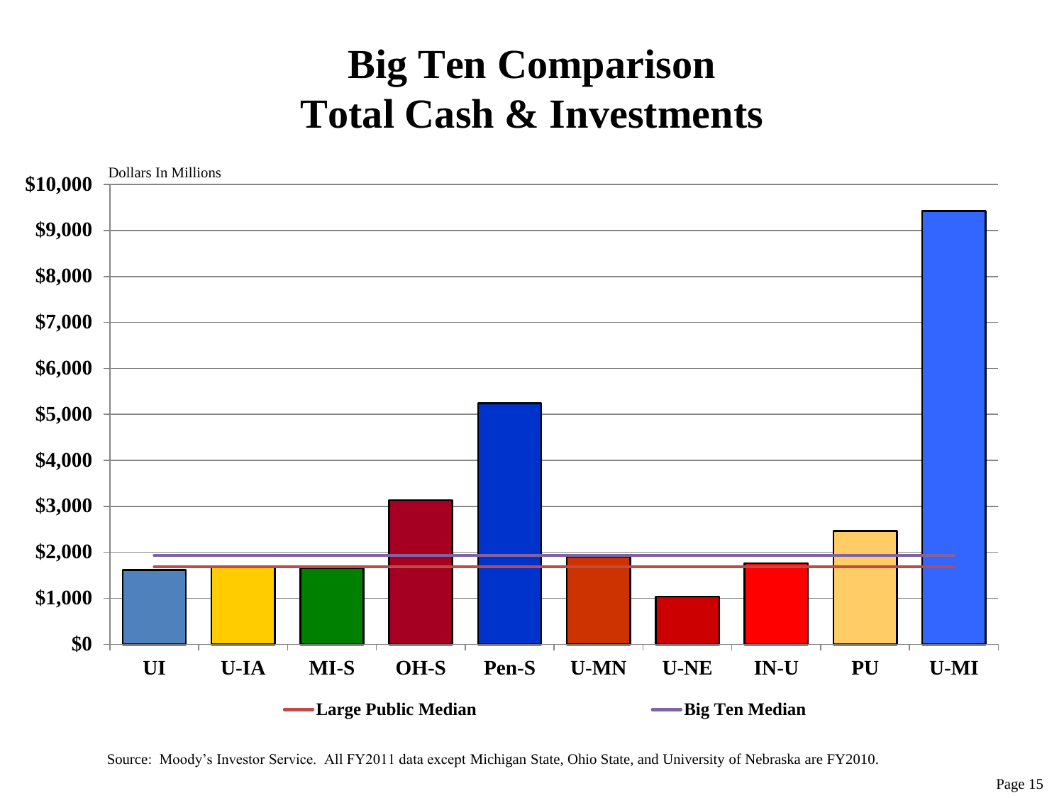# Big Ten Comparison
# Total Cash & Investments

Dollars In Millions

$10,000
$9,000
$8,000
$7,000
$6,000
$5,000
$4,000
$3,000
$2,000
$1,000
$0

UI U-IA MI-S OH-S Pen-S U-MN U-NE IN-U PU U-MI

**Large Public Median** **Big Ten Median**

Source: Moody's Investor Service. All FY2011 data except Michigan State, Ohio State, and University of Nebraska are FY2010.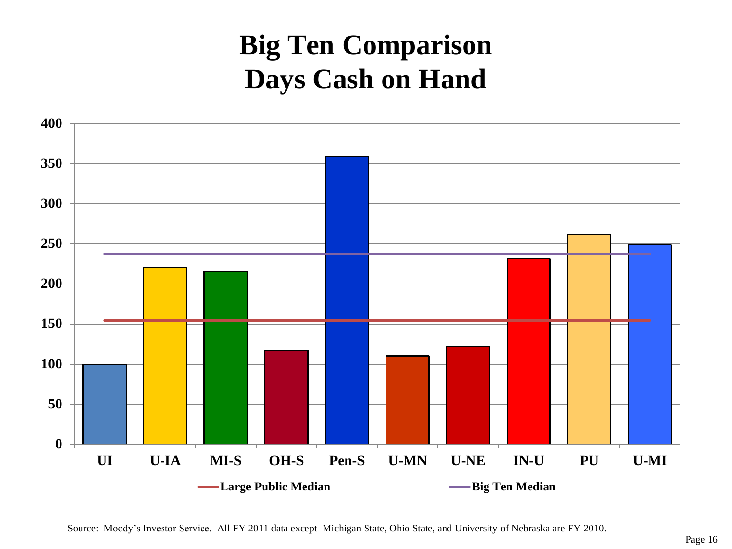# Big Ten Comparison
# Days Cash on Hand

| Institution | Days Cash on Hand (approx.) |
|---|---|
| UI | 100 |
| U-IA | 220 |
| MI-S | 215 |
| OH-S | 117 |
| Pen-S | 358 |
| U-MN | 110 |
| U-NE | 122 |
| IN-U | 231 |
| PU | 261 |
| U-MI | 248 |

Large Public Median (approx. 154) — Big Ten Median (approx. 237)

Source: Moody's Investor Service. All FY 2011 data except Michigan State, Ohio State, and University of Nebraska are FY 2010.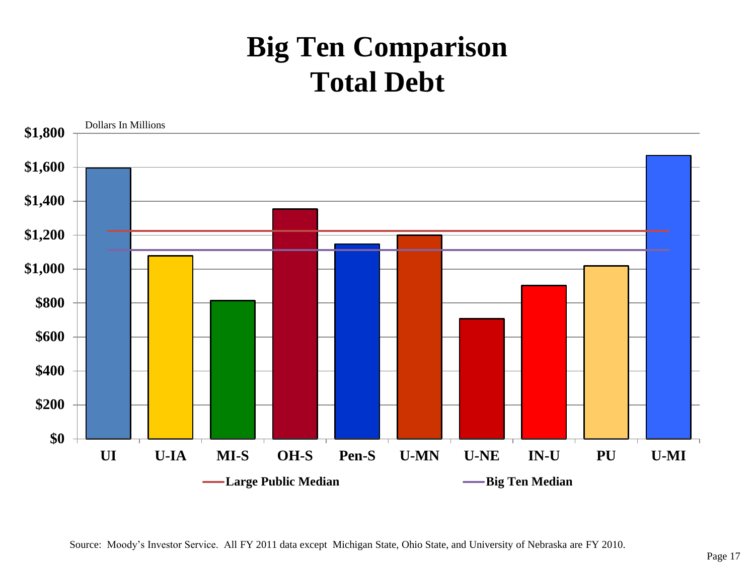# Big Ten Comparison
# Total Debt

Dollars In Millions

| | UI | U-IA | MI-S | OH-S | Pen-S | U-MN | U-NE | IN-U | PU | U-MI |
|---|---|---|---|---|---|---|---|---|---|---|

Y-axis: $0, $200, $400, $600, $800, $1,000, $1,200, $1,400, $1,600, $1,800

Legend: Large Public Median; Big Ten Median

Source: Moody's Investor Service. All FY 2011 data except Michigan State, Ohio State, and University of Nebraska are FY 2010.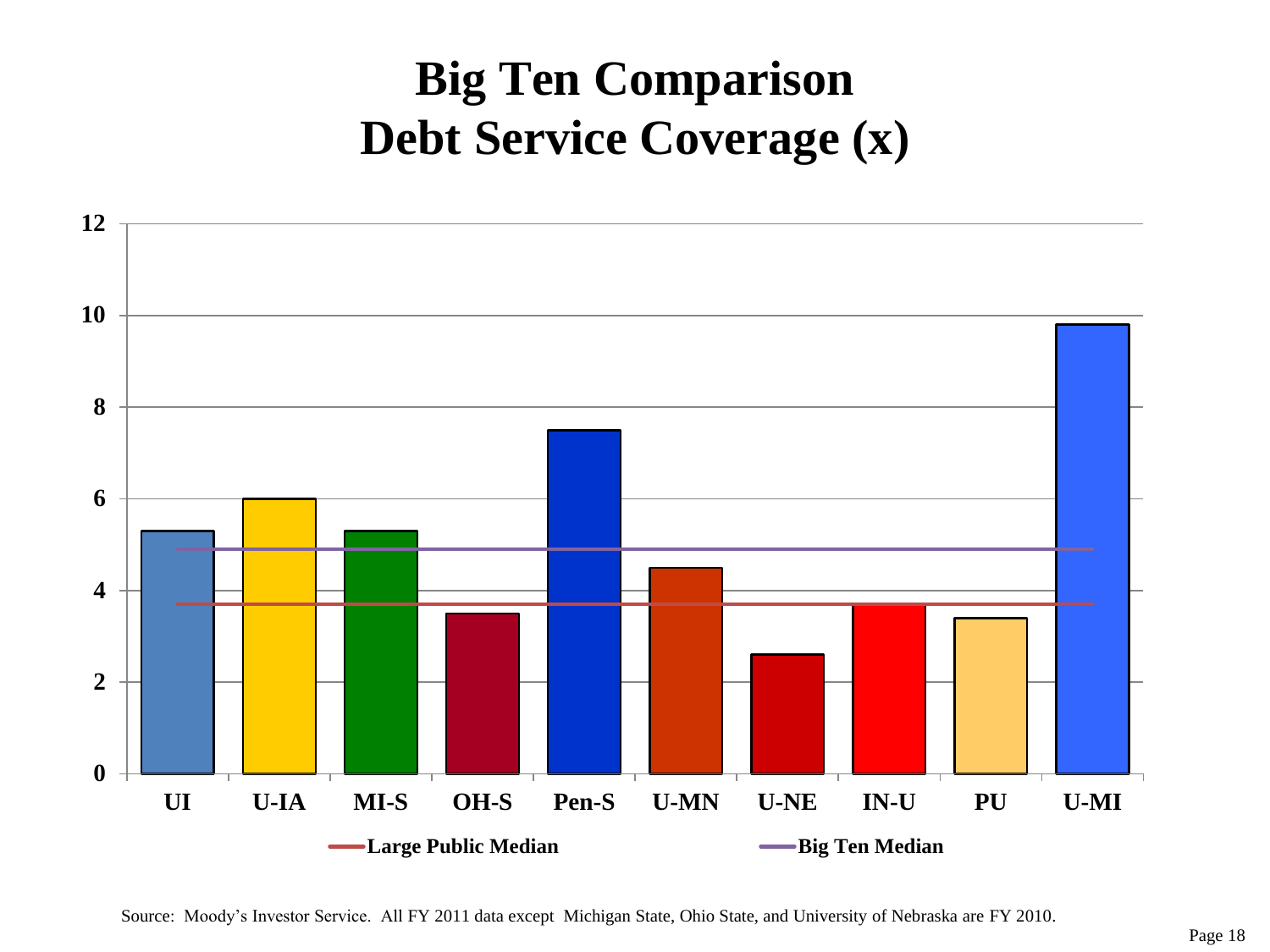# Big Ten Comparison
# Debt Service Coverage (x)

12
10
8
6
4
2
0

UI | U-IA | MI-S | OH-S | Pen-S | U-MN | U-NE | IN-U | PU | U-MI

**Large Public Median** **Big Ten Median**

Source: Moody's Investor Service. All FY 2011 data except Michigan State, Ohio State, and University of Nebraska are FY 2010.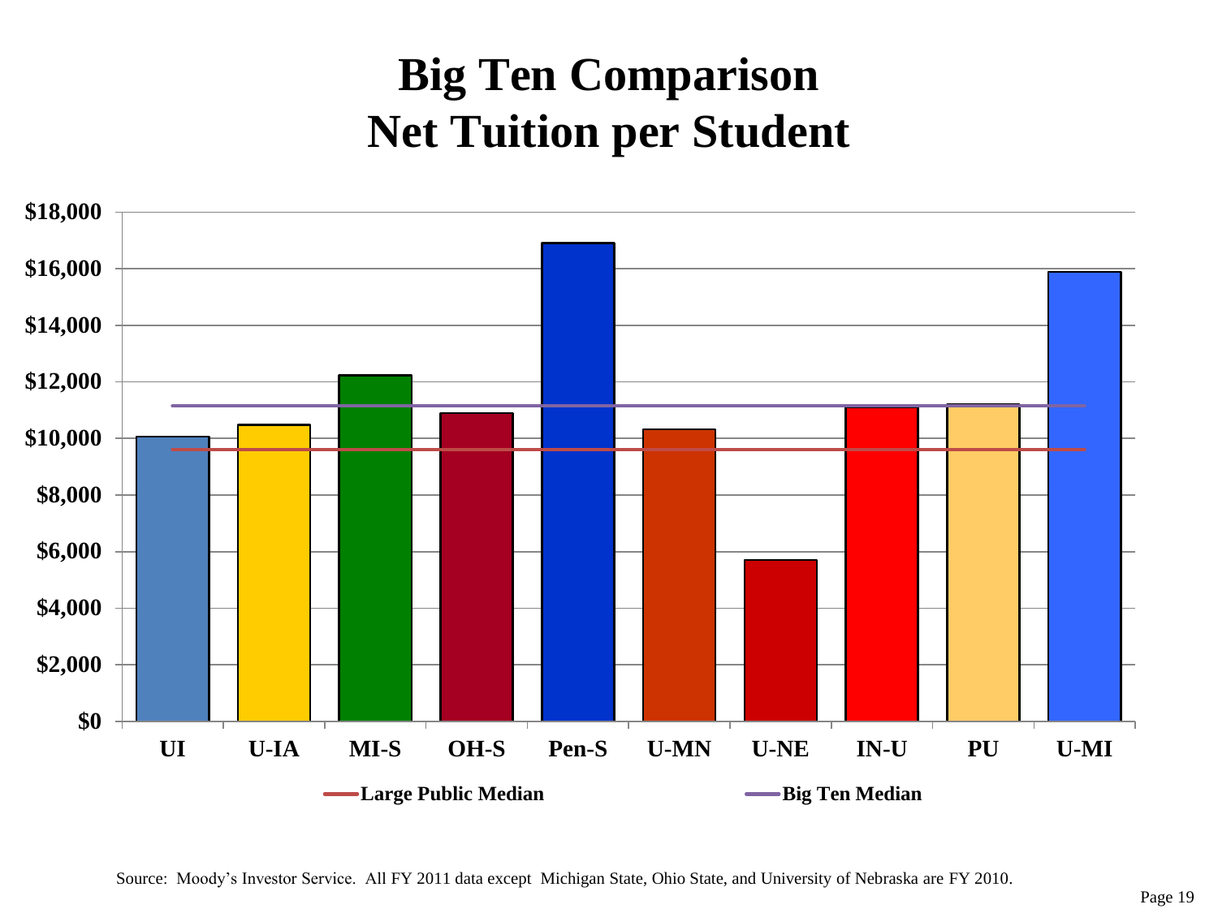# Big Ten Comparison
# Net Tuition per Student

$18,000
$16,000
$14,000
$12,000
$10,000
$8,000
$6,000
$4,000
$2,000
$0

UI U-IA MI-S OH-S Pen-S U-MN U-NE IN-U PU U-MI

Large Public Median Big Ten Median

Source: Moody's Investor Service. All FY 2011 data except Michigan State, Ohio State, and University of Nebraska are FY 2010.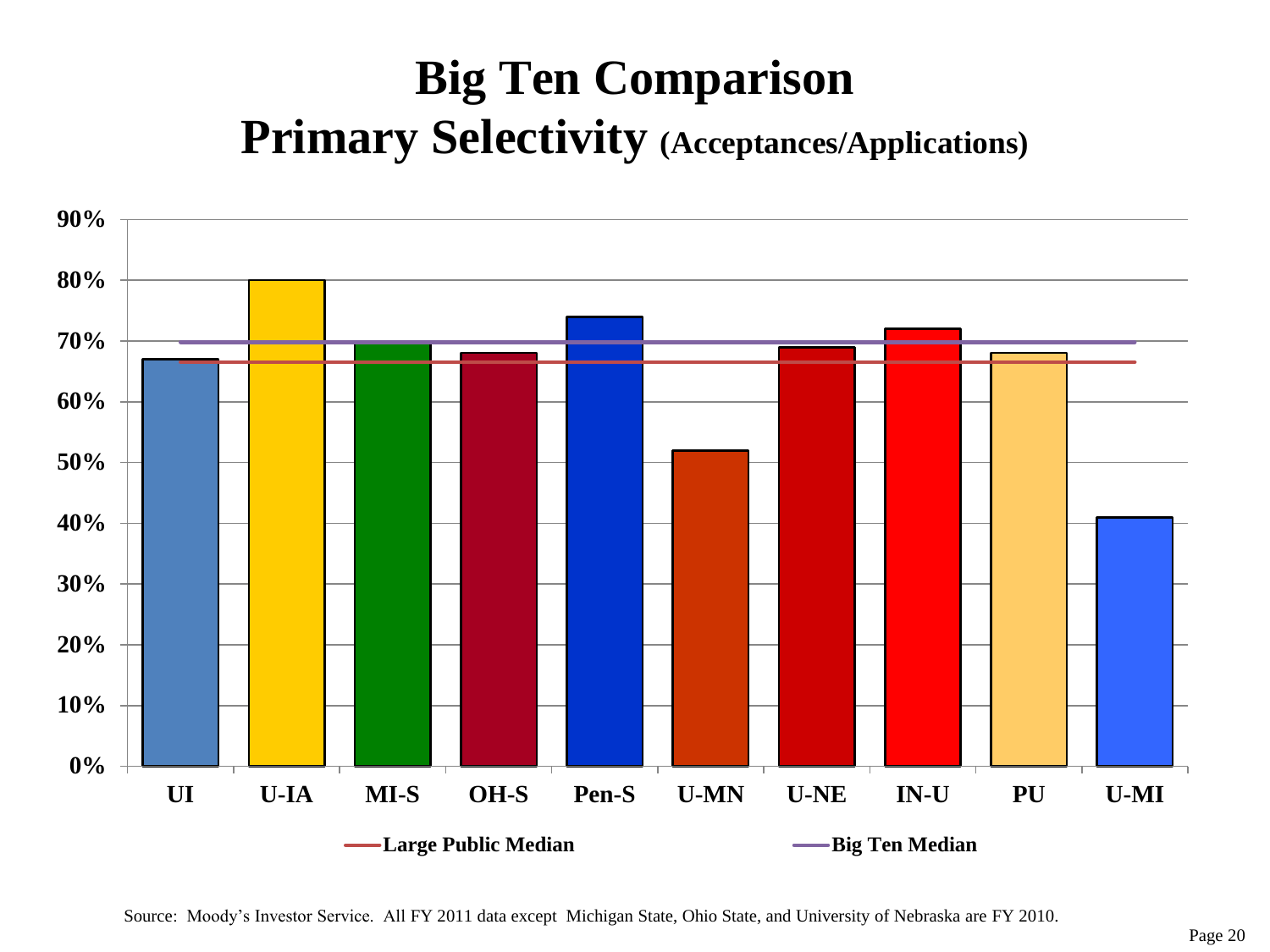# Big Ten Comparison

## Primary Selectivity (Acceptances/Applications)

90%
80%
70%
60%
50%
40%
30%
20%
10%
0%

UI U-IA MI-S OH-S Pen-S U-MN U-NE IN-U PU U-MI

Large Public Median    Big Ten Median

Source: Moody's Investor Service. All FY 2011 data except Michigan State, Ohio State, and University of Nebraska are FY 2010.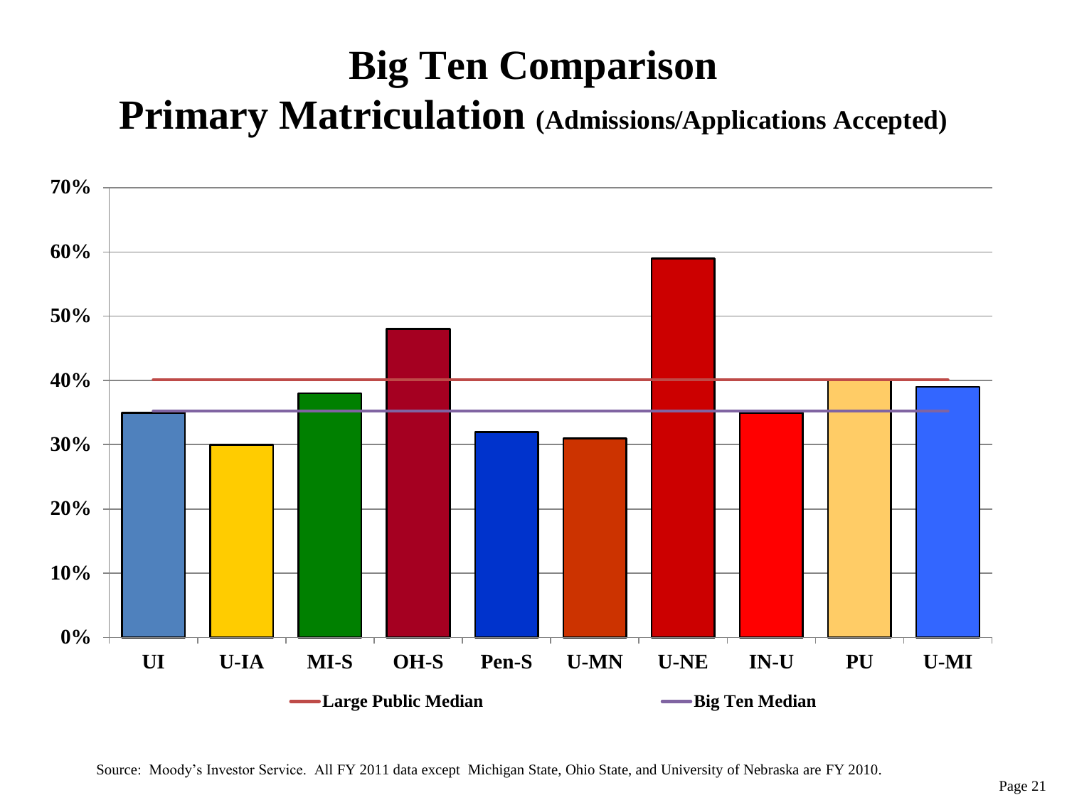# Big Ten Comparison

## Primary Matriculation (Admissions/Applications Accepted)

70%
60%
50%
40%
30%
20%
10%
0%

UI
U-IA
MI-S
OH-S
Pen-S
U-MN
U-NE
IN-U
PU
U-MI

Large Public Median
Big Ten Median

Source: Moody's Investor Service. All FY 2011 data except Michigan State, Ohio State, and University of Nebraska are FY 2010.